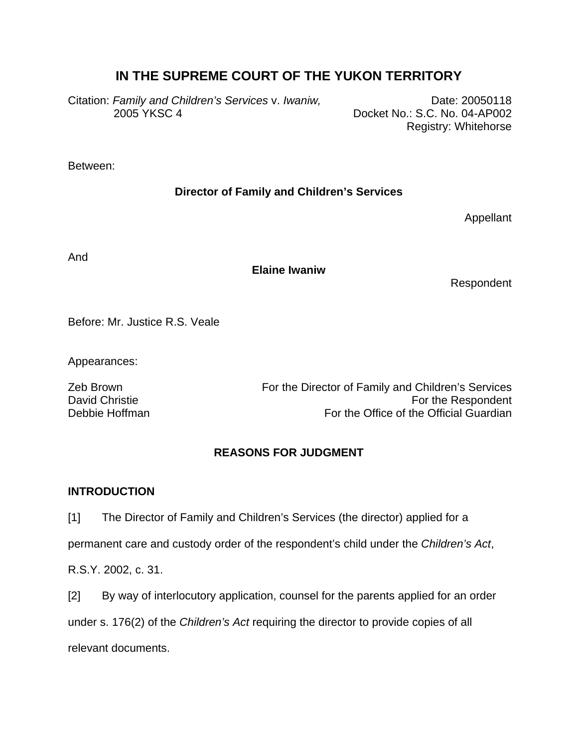# IN THE SUPREME COURT OF THE YUKON TERRITORY

Citation: *Family and Children's Services* v. *Iwaniw,* 2005 YKSC 4

Date: 20050118
Docket No.: S.C. No. 04-AP002
Registry: Whitehorse

Between:

**Director of Family and Children's Services**

Appellant

And

**Elaine Iwaniw**

Respondent

Before: Mr. Justice R.S. Veale

Appearances:

| | |
|---|---|
| Zeb Brown | For the Director of Family and Children's Services |
| David Christie | For the Respondent |
| Debbie Hoffman | For the Office of the Official Guardian |

## REASONS FOR JUDGMENT

### INTRODUCTION

[1] The Director of Family and Children's Services (the director) applied for a permanent care and custody order of the respondent's child under the *Children's Act*, R.S.Y. 2002, c. 31.

[2] By way of interlocutory application, counsel for the parents applied for an order under s. 176(2) of the *Children's Act* requiring the director to provide copies of all relevant documents.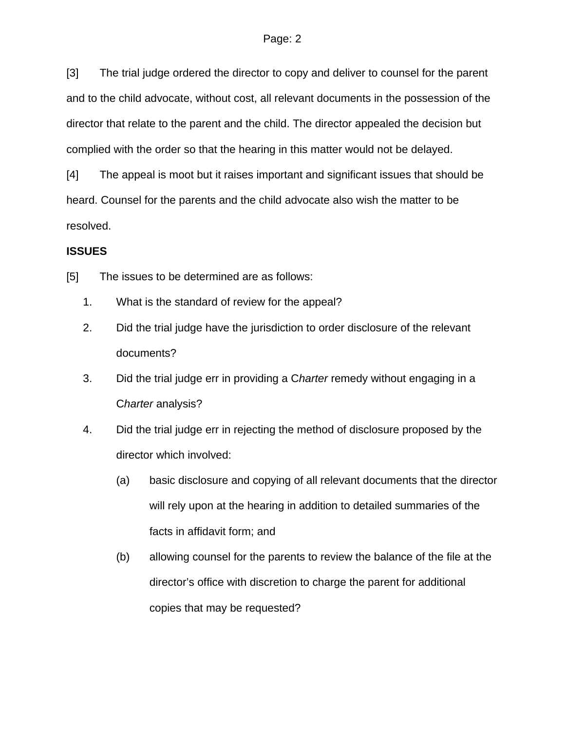[3] The trial judge ordered the director to copy and deliver to counsel for the parent and to the child advocate, without cost, all relevant documents in the possession of the director that relate to the parent and the child. The director appealed the decision but complied with the order so that the hearing in this matter would not be delayed.

[4] The appeal is moot but it raises important and significant issues that should be heard. Counsel for the parents and the child advocate also wish the matter to be resolved.

**ISSUES**

[5] The issues to be determined are as follows:

1. What is the standard of review for the appeal?
2. Did the trial judge have the jurisdiction to order disclosure of the relevant documents?
3. Did the trial judge err in providing a C*harter* remedy without engaging in a C*harter* analysis?
4. Did the trial judge err in rejecting the method of disclosure proposed by the director which involved:
   (a) basic disclosure and copying of all relevant documents that the director will rely upon at the hearing in addition to detailed summaries of the facts in affidavit form; and
   (b) allowing counsel for the parents to review the balance of the file at the director's office with discretion to charge the parent for additional copies that may be requested?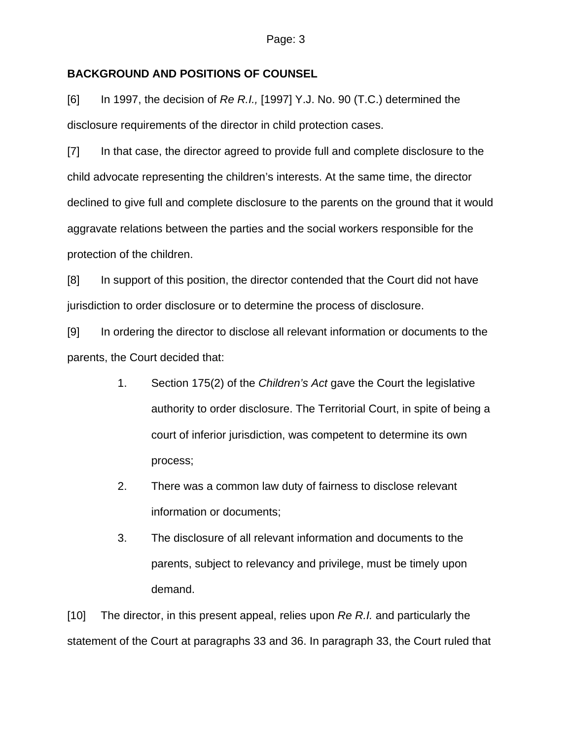## BACKGROUND AND POSITIONS OF COUNSEL

[6] In 1997, the decision of *Re R.I.,* [1997] Y.J. No. 90 (T.C.) determined the disclosure requirements of the director in child protection cases.

[7] In that case, the director agreed to provide full and complete disclosure to the child advocate representing the children's interests. At the same time, the director declined to give full and complete disclosure to the parents on the ground that it would aggravate relations between the parties and the social workers responsible for the protection of the children.

[8] In support of this position, the director contended that the Court did not have jurisdiction to order disclosure or to determine the process of disclosure.

[9] In ordering the director to disclose all relevant information or documents to the parents, the Court decided that:

1. Section 175(2) of the *Children's Act* gave the Court the legislative authority to order disclosure. The Territorial Court, in spite of being a court of inferior jurisdiction, was competent to determine its own process;
2. There was a common law duty of fairness to disclose relevant information or documents;
3. The disclosure of all relevant information and documents to the parents, subject to relevancy and privilege, must be timely upon demand.

[10] The director, in this present appeal, relies upon *Re R.I.* and particularly the statement of the Court at paragraphs 33 and 36. In paragraph 33, the Court ruled that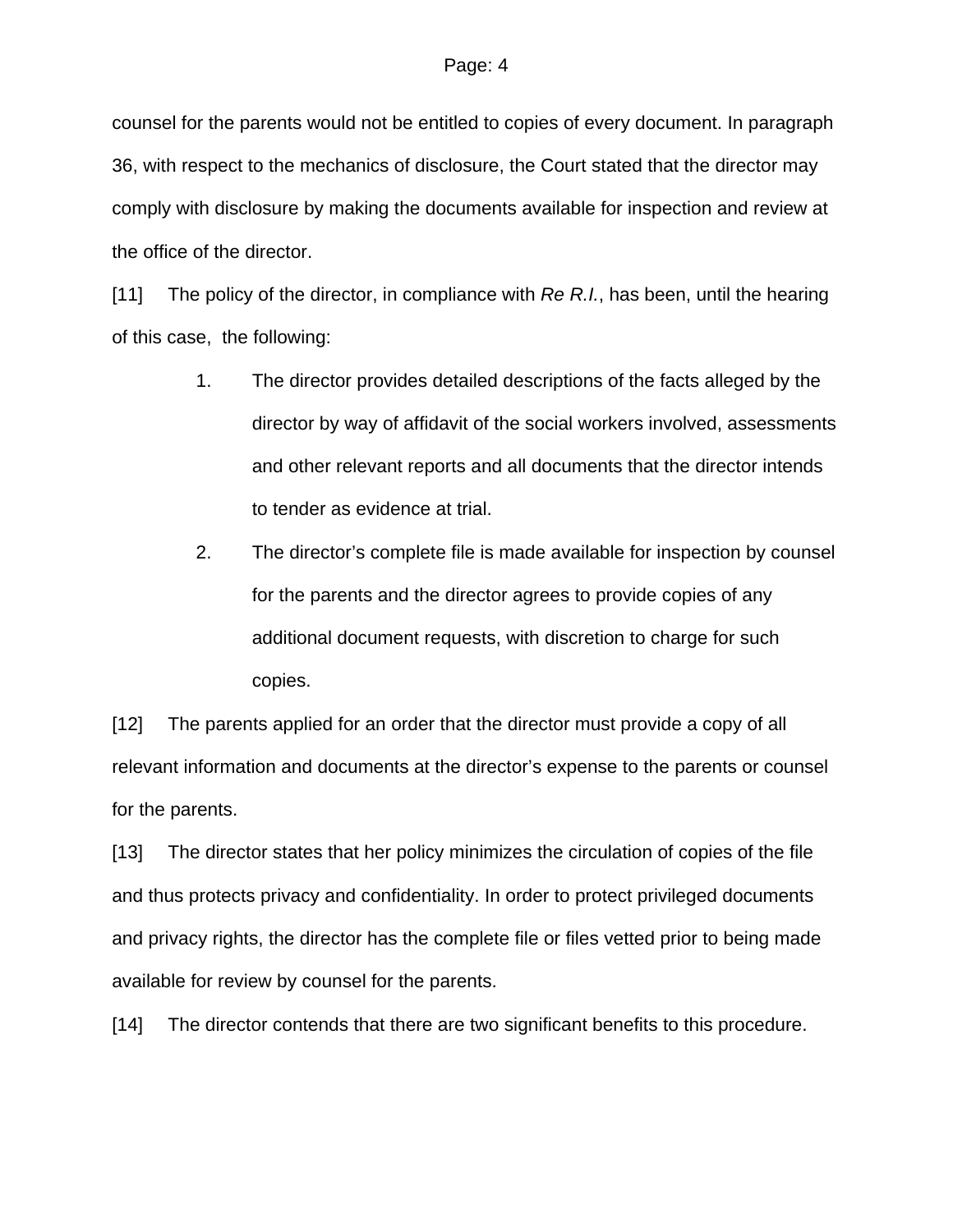counsel for the parents would not be entitled to copies of every document. In paragraph 36, with respect to the mechanics of disclosure, the Court stated that the director may comply with disclosure by making the documents available for inspection and review at the office of the director.

[11] The policy of the director, in compliance with *Re R.I.*, has been, until the hearing of this case, the following:

1. The director provides detailed descriptions of the facts alleged by the director by way of affidavit of the social workers involved, assessments and other relevant reports and all documents that the director intends to tender as evidence at trial.
2. The director's complete file is made available for inspection by counsel for the parents and the director agrees to provide copies of any additional document requests, with discretion to charge for such copies.

[12] The parents applied for an order that the director must provide a copy of all relevant information and documents at the director's expense to the parents or counsel for the parents.

[13] The director states that her policy minimizes the circulation of copies of the file and thus protects privacy and confidentiality. In order to protect privileged documents and privacy rights, the director has the complete file or files vetted prior to being made available for review by counsel for the parents.

[14] The director contends that there are two significant benefits to this procedure.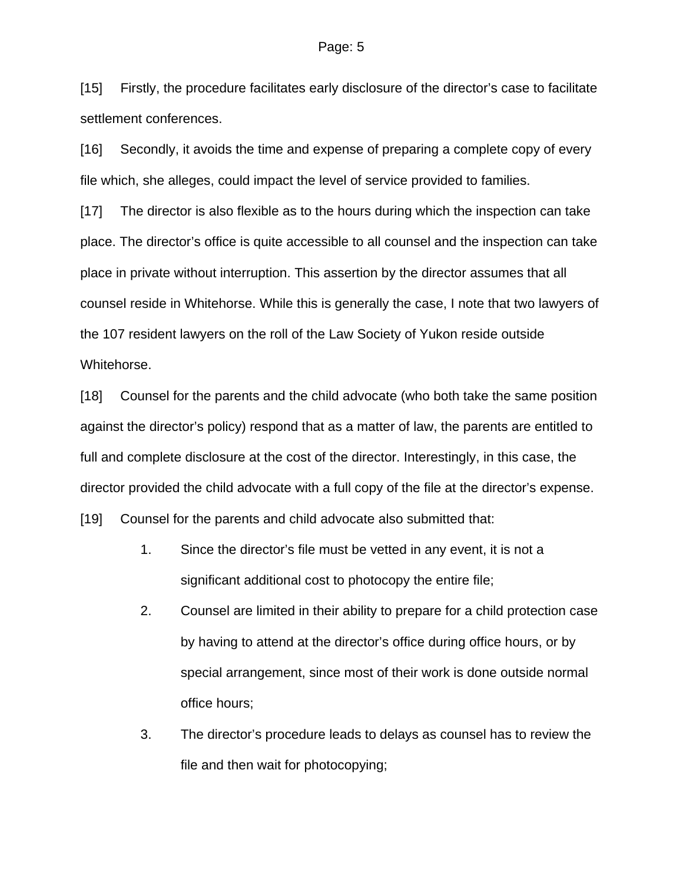[15] Firstly, the procedure facilitates early disclosure of the director's case to facilitate settlement conferences.

[16] Secondly, it avoids the time and expense of preparing a complete copy of every file which, she alleges, could impact the level of service provided to families.

[17] The director is also flexible as to the hours during which the inspection can take place. The director's office is quite accessible to all counsel and the inspection can take place in private without interruption. This assertion by the director assumes that all counsel reside in Whitehorse. While this is generally the case, I note that two lawyers of the 107 resident lawyers on the roll of the Law Society of Yukon reside outside Whitehorse.

[18] Counsel for the parents and the child advocate (who both take the same position against the director's policy) respond that as a matter of law, the parents are entitled to full and complete disclosure at the cost of the director. Interestingly, in this case, the director provided the child advocate with a full copy of the file at the director's expense.

[19] Counsel for the parents and child advocate also submitted that:

1. Since the director's file must be vetted in any event, it is not a significant additional cost to photocopy the entire file;
2. Counsel are limited in their ability to prepare for a child protection case by having to attend at the director's office during office hours, or by special arrangement, since most of their work is done outside normal office hours;
3. The director's procedure leads to delays as counsel has to review the file and then wait for photocopying;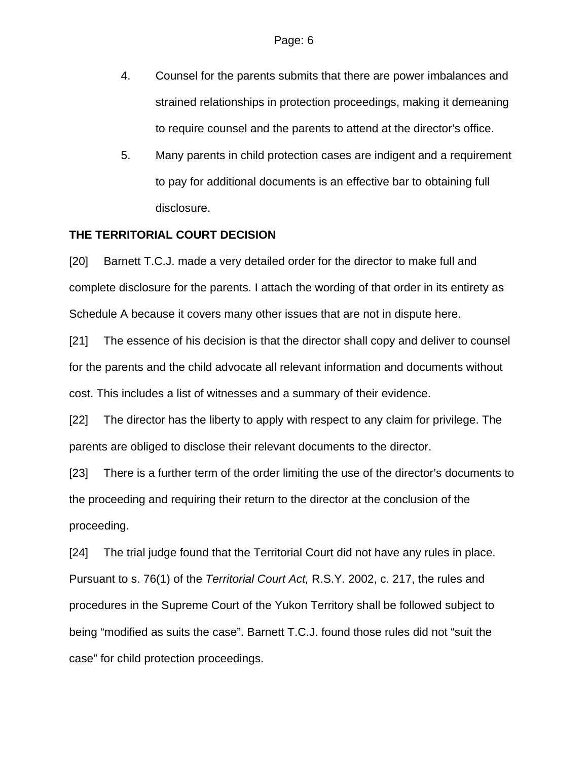4. Counsel for the parents submits that there are power imbalances and strained relationships in protection proceedings, making it demeaning to require counsel and the parents to attend at the director's office.

5. Many parents in child protection cases are indigent and a requirement to pay for additional documents is an effective bar to obtaining full disclosure.

**THE TERRITORIAL COURT DECISION**

[20] Barnett T.C.J. made a very detailed order for the director to make full and complete disclosure for the parents. I attach the wording of that order in its entirety as Schedule A because it covers many other issues that are not in dispute here.

[21] The essence of his decision is that the director shall copy and deliver to counsel for the parents and the child advocate all relevant information and documents without cost. This includes a list of witnesses and a summary of their evidence.

[22] The director has the liberty to apply with respect to any claim for privilege. The parents are obliged to disclose their relevant documents to the director.

[23] There is a further term of the order limiting the use of the director's documents to the proceeding and requiring their return to the director at the conclusion of the proceeding.

[24] The trial judge found that the Territorial Court did not have any rules in place. Pursuant to s. 76(1) of the *Territorial Court Act,* R.S.Y. 2002, c. 217, the rules and procedures in the Supreme Court of the Yukon Territory shall be followed subject to being "modified as suits the case". Barnett T.C.J. found those rules did not "suit the case" for child protection proceedings.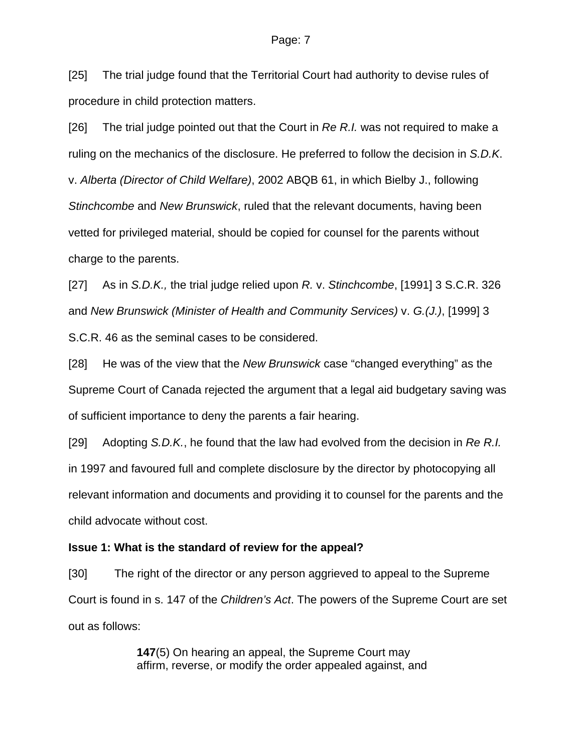[25] The trial judge found that the Territorial Court had authority to devise rules of procedure in child protection matters.

[26] The trial judge pointed out that the Court in *Re R.I.* was not required to make a ruling on the mechanics of the disclosure. He preferred to follow the decision in *S.D.K*. v. *Alberta (Director of Child Welfare)*, 2002 ABQB 61, in which Bielby J., following *Stinchcombe* and *New Brunswick*, ruled that the relevant documents, having been vetted for privileged material, should be copied for counsel for the parents without charge to the parents.

[27] As in *S.D.K.,* the trial judge relied upon *R.* v. *Stinchcombe*, [1991] 3 S.C.R. 326 and *New Brunswick (Minister of Health and Community Services)* v. *G.(J.)*, [1999] 3 S.C.R. 46 as the seminal cases to be considered.

[28] He was of the view that the *New Brunswick* case "changed everything" as the Supreme Court of Canada rejected the argument that a legal aid budgetary saving was of sufficient importance to deny the parents a fair hearing.

[29] Adopting *S.D.K.*, he found that the law had evolved from the decision in *Re R.I.* in 1997 and favoured full and complete disclosure by the director by photocopying all relevant information and documents and providing it to counsel for the parents and the child advocate without cost.

**Issue 1: What is the standard of review for the appeal?**

[30] The right of the director or any person aggrieved to appeal to the Supreme Court is found in s. 147 of the *Children's Act*. The powers of the Supreme Court are set out as follows:

> **147**(5) On hearing an appeal, the Supreme Court may affirm, reverse, or modify the order appealed against, and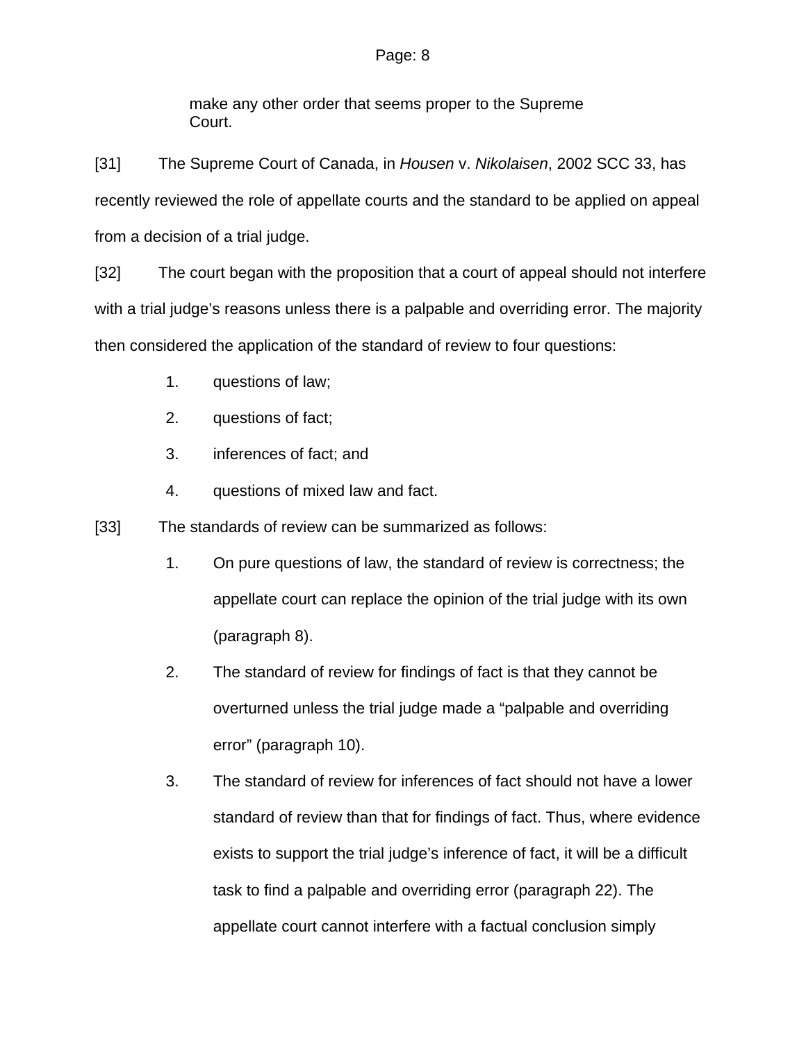> make any other order that seems proper to the Supreme Court.

[31] The Supreme Court of Canada, in *Housen* v. *Nikolaisen*, 2002 SCC 33, has recently reviewed the role of appellate courts and the standard to be applied on appeal from a decision of a trial judge.

[32] The court began with the proposition that a court of appeal should not interfere with a trial judge's reasons unless there is a palpable and overriding error. The majority then considered the application of the standard of review to four questions:

1. questions of law;
2. questions of fact;
3. inferences of fact; and
4. questions of mixed law and fact.

[33] The standards of review can be summarized as follows:

1. On pure questions of law, the standard of review is correctness; the appellate court can replace the opinion of the trial judge with its own (paragraph 8).
2. The standard of review for findings of fact is that they cannot be overturned unless the trial judge made a "palpable and overriding error" (paragraph 10).
3. The standard of review for inferences of fact should not have a lower standard of review than that for findings of fact. Thus, where evidence exists to support the trial judge's inference of fact, it will be a difficult task to find a palpable and overriding error (paragraph 22). The appellate court cannot interfere with a factual conclusion simply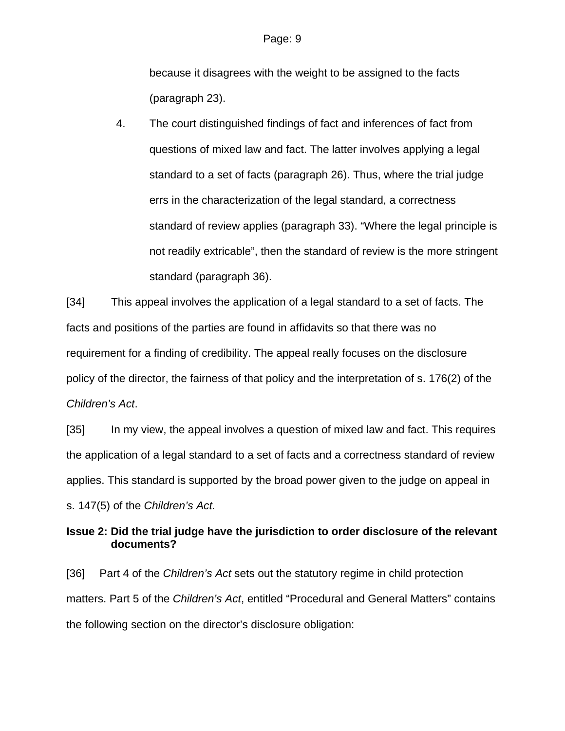because it disagrees with the weight to be assigned to the facts (paragraph 23).

4. The court distinguished findings of fact and inferences of fact from questions of mixed law and fact. The latter involves applying a legal standard to a set of facts (paragraph 26). Thus, where the trial judge errs in the characterization of the legal standard, a correctness standard of review applies (paragraph 33). “Where the legal principle is not readily extricable”, then the standard of review is the more stringent standard (paragraph 36).

[34] This appeal involves the application of a legal standard to a set of facts. The facts and positions of the parties are found in affidavits so that there was no requirement for a finding of credibility. The appeal really focuses on the disclosure policy of the director, the fairness of that policy and the interpretation of s. 176(2) of the *Children’s Act*.

[35] In my view, the appeal involves a question of mixed law and fact. This requires the application of a legal standard to a set of facts and a correctness standard of review applies. This standard is supported by the broad power given to the judge on appeal in s. 147(5) of the *Children’s Act.*

**Issue 2: Did the trial judge have the jurisdiction to order disclosure of the relevant documents?**

[36] Part 4 of the *Children’s Act* sets out the statutory regime in child protection matters. Part 5 of the *Children’s Act*, entitled “Procedural and General Matters” contains the following section on the director’s disclosure obligation: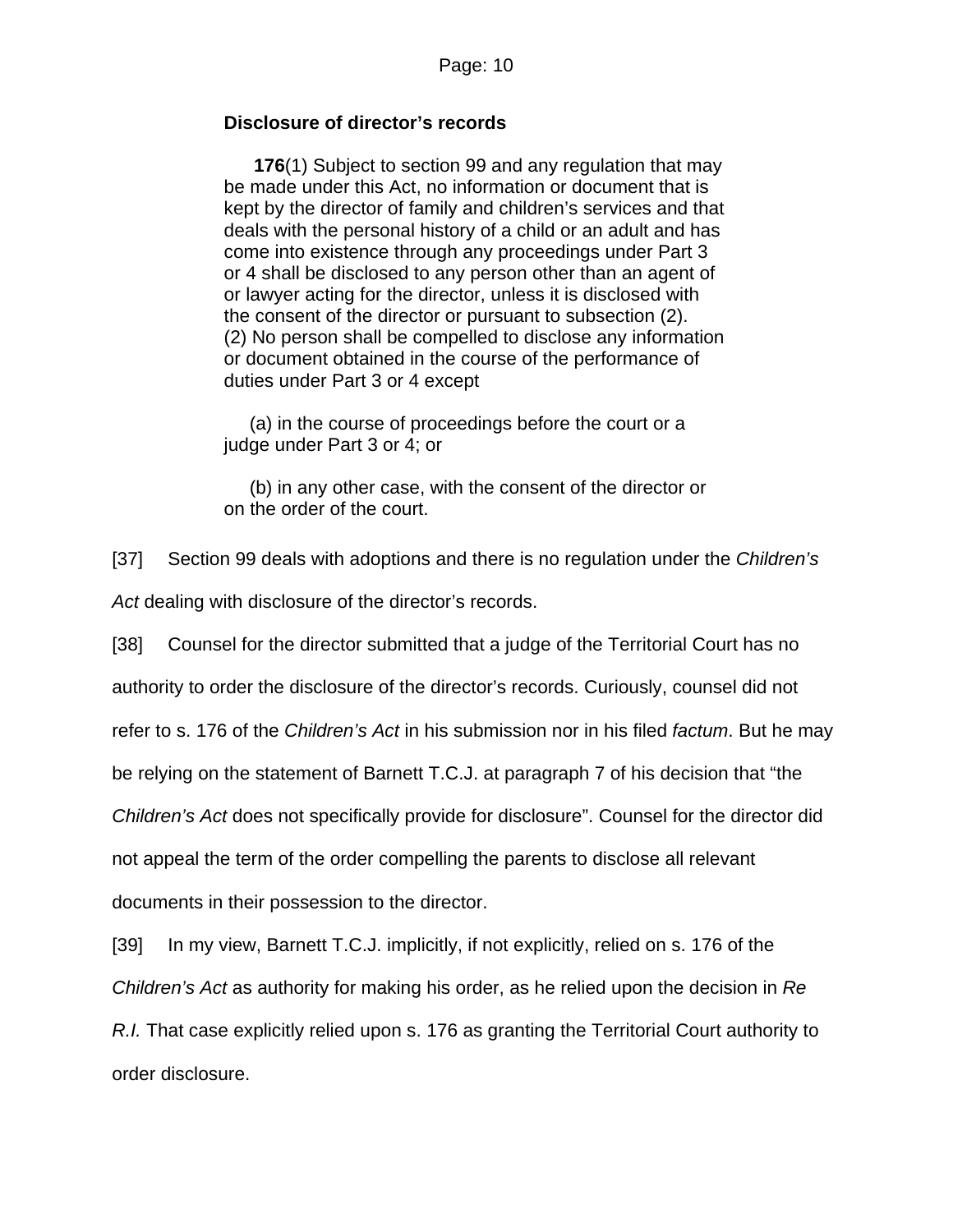**Disclosure of director's records**

> **176**(1) Subject to section 99 and any regulation that may be made under this Act, no information or document that is kept by the director of family and children's services and that deals with the personal history of a child or an adult and has come into existence through any proceedings under Part 3 or 4 shall be disclosed to any person other than an agent of or lawyer acting for the director, unless it is disclosed with the consent of the director or pursuant to subsection (2).
> (2) No person shall be compelled to disclose any information or document obtained in the course of the performance of duties under Part 3 or 4 except
>
> (a) in the course of proceedings before the court or a judge under Part 3 or 4; or
>
> (b) in any other case, with the consent of the director or on the order of the court.

[37] Section 99 deals with adoptions and there is no regulation under the *Children's Act* dealing with disclosure of the director's records.

[38] Counsel for the director submitted that a judge of the Territorial Court has no authority to order the disclosure of the director's records. Curiously, counsel did not refer to s. 176 of the *Children's Act* in his submission nor in his filed *factum*. But he may be relying on the statement of Barnett T.C.J. at paragraph 7 of his decision that "the *Children's Act* does not specifically provide for disclosure". Counsel for the director did not appeal the term of the order compelling the parents to disclose all relevant documents in their possession to the director.

[39] In my view, Barnett T.C.J. implicitly, if not explicitly, relied on s. 176 of the *Children's Act* as authority for making his order, as he relied upon the decision in *Re R.I.* That case explicitly relied upon s. 176 as granting the Territorial Court authority to order disclosure.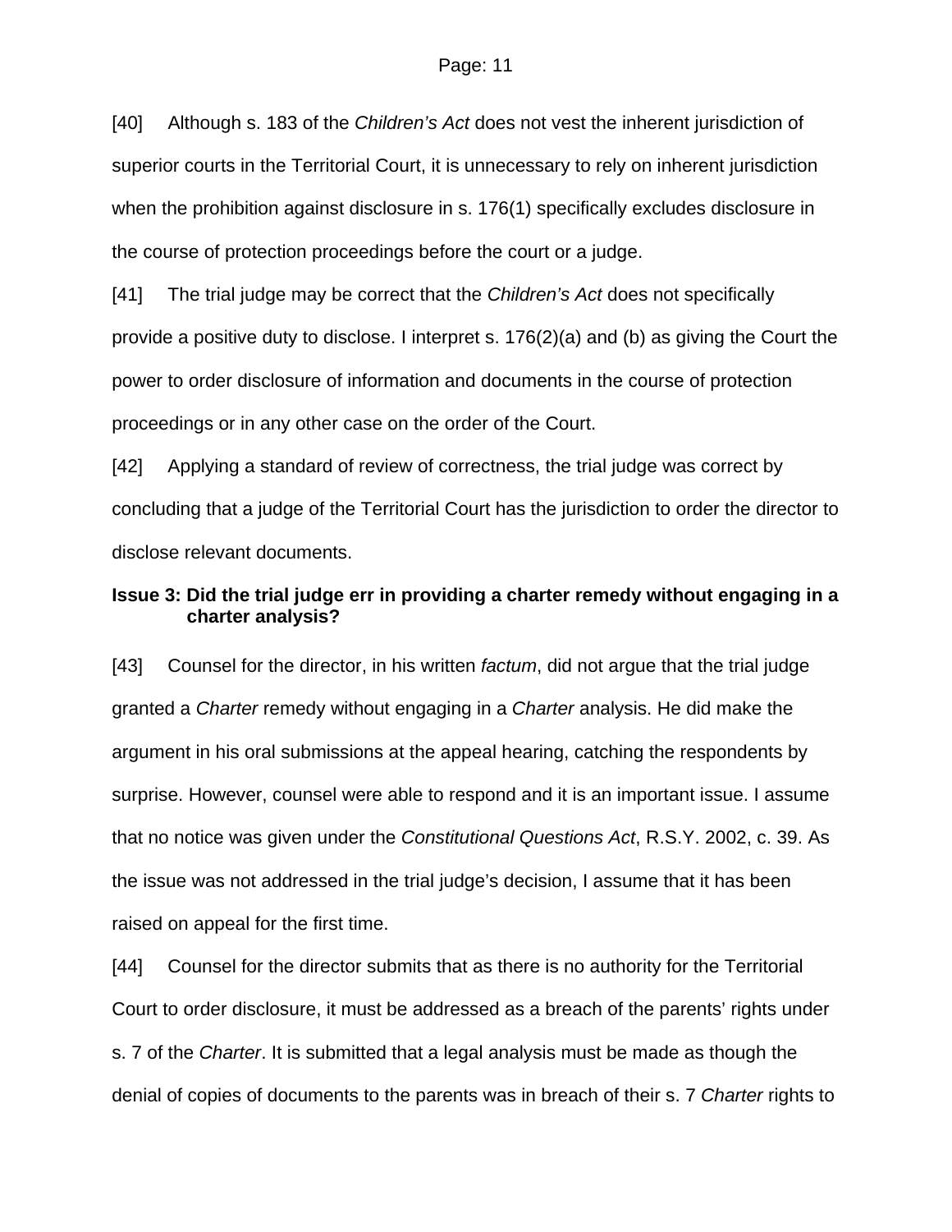[40] Although s. 183 of the *Children's Act* does not vest the inherent jurisdiction of superior courts in the Territorial Court, it is unnecessary to rely on inherent jurisdiction when the prohibition against disclosure in s. 176(1) specifically excludes disclosure in the course of protection proceedings before the court or a judge.

[41] The trial judge may be correct that the *Children's Act* does not specifically provide a positive duty to disclose. I interpret s. 176(2)(a) and (b) as giving the Court the power to order disclosure of information and documents in the course of protection proceedings or in any other case on the order of the Court.

[42] Applying a standard of review of correctness, the trial judge was correct by concluding that a judge of the Territorial Court has the jurisdiction to order the director to disclose relevant documents.

**Issue 3: Did the trial judge err in providing a charter remedy without engaging in a charter analysis?**

[43] Counsel for the director, in his written *factum*, did not argue that the trial judge granted a *Charter* remedy without engaging in a *Charter* analysis. He did make the argument in his oral submissions at the appeal hearing, catching the respondents by surprise. However, counsel were able to respond and it is an important issue. I assume that no notice was given under the *Constitutional Questions Act*, R.S.Y. 2002, c. 39. As the issue was not addressed in the trial judge's decision, I assume that it has been raised on appeal for the first time.

[44] Counsel for the director submits that as there is no authority for the Territorial Court to order disclosure, it must be addressed as a breach of the parents' rights under s. 7 of the *Charter*. It is submitted that a legal analysis must be made as though the denial of copies of documents to the parents was in breach of their s. 7 *Charter* rights to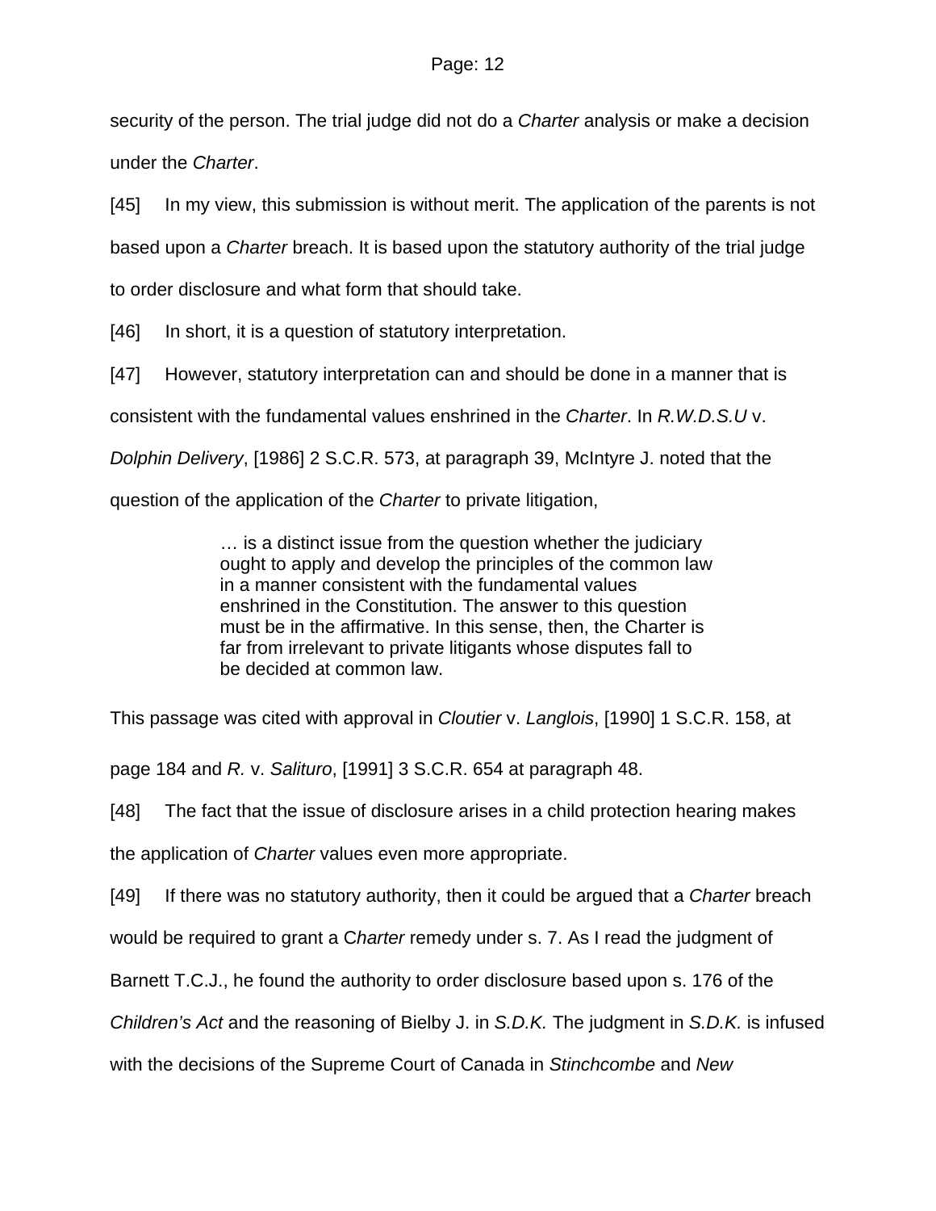security of the person. The trial judge did not do a *Charter* analysis or make a decision under the *Charter*.

[45] In my view, this submission is without merit. The application of the parents is not based upon a *Charter* breach. It is based upon the statutory authority of the trial judge to order disclosure and what form that should take.

[46] In short, it is a question of statutory interpretation.

[47] However, statutory interpretation can and should be done in a manner that is consistent with the fundamental values enshrined in the *Charter*. In *R.W.D.S.U* v. *Dolphin Delivery*, [1986] 2 S.C.R. 573, at paragraph 39, McIntyre J. noted that the question of the application of the *Charter* to private litigation,

> … is a distinct issue from the question whether the judiciary ought to apply and develop the principles of the common law in a manner consistent with the fundamental values enshrined in the Constitution. The answer to this question must be in the affirmative. In this sense, then, the Charter is far from irrelevant to private litigants whose disputes fall to be decided at common law.

This passage was cited with approval in *Cloutier* v. *Langlois*, [1990] 1 S.C.R. 158, at page 184 and *R.* v. *Salituro*, [1991] 3 S.C.R. 654 at paragraph 48.

[48] The fact that the issue of disclosure arises in a child protection hearing makes the application of *Charter* values even more appropriate.

[49] If there was no statutory authority, then it could be argued that a *Charter* breach would be required to grant a C*harter* remedy under s. 7. As I read the judgment of Barnett T.C.J., he found the authority to order disclosure based upon s. 176 of the *Children's Act* and the reasoning of Bielby J. in *S.D.K.* The judgment in *S.D.K.* is infused with the decisions of the Supreme Court of Canada in *Stinchcombe* and *New*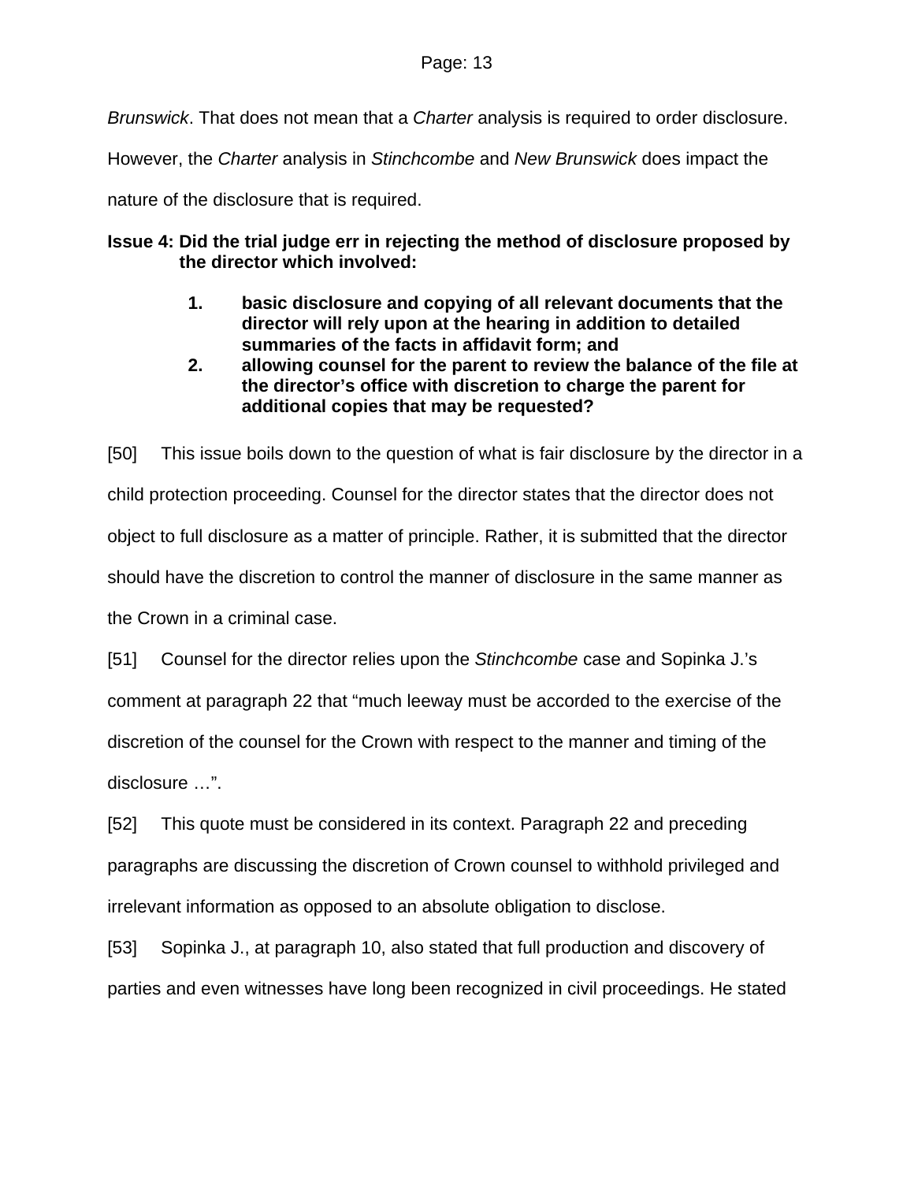*Brunswick*. That does not mean that a *Charter* analysis is required to order disclosure. However, the *Charter* analysis in *Stinchcombe* and *New Brunswick* does impact the nature of the disclosure that is required.

**Issue 4: Did the trial judge err in rejecting the method of disclosure proposed by the director which involved:**

1. **basic disclosure and copying of all relevant documents that the director will rely upon at the hearing in addition to detailed summaries of the facts in affidavit form; and**
2. **allowing counsel for the parent to review the balance of the file at the director's office with discretion to charge the parent for additional copies that may be requested?**

[50] This issue boils down to the question of what is fair disclosure by the director in a child protection proceeding. Counsel for the director states that the director does not object to full disclosure as a matter of principle. Rather, it is submitted that the director should have the discretion to control the manner of disclosure in the same manner as the Crown in a criminal case.

[51] Counsel for the director relies upon the *Stinchcombe* case and Sopinka J.'s comment at paragraph 22 that "much leeway must be accorded to the exercise of the discretion of the counsel for the Crown with respect to the manner and timing of the disclosure …".

[52] This quote must be considered in its context. Paragraph 22 and preceding paragraphs are discussing the discretion of Crown counsel to withhold privileged and irrelevant information as opposed to an absolute obligation to disclose.

[53] Sopinka J., at paragraph 10, also stated that full production and discovery of parties and even witnesses have long been recognized in civil proceedings. He stated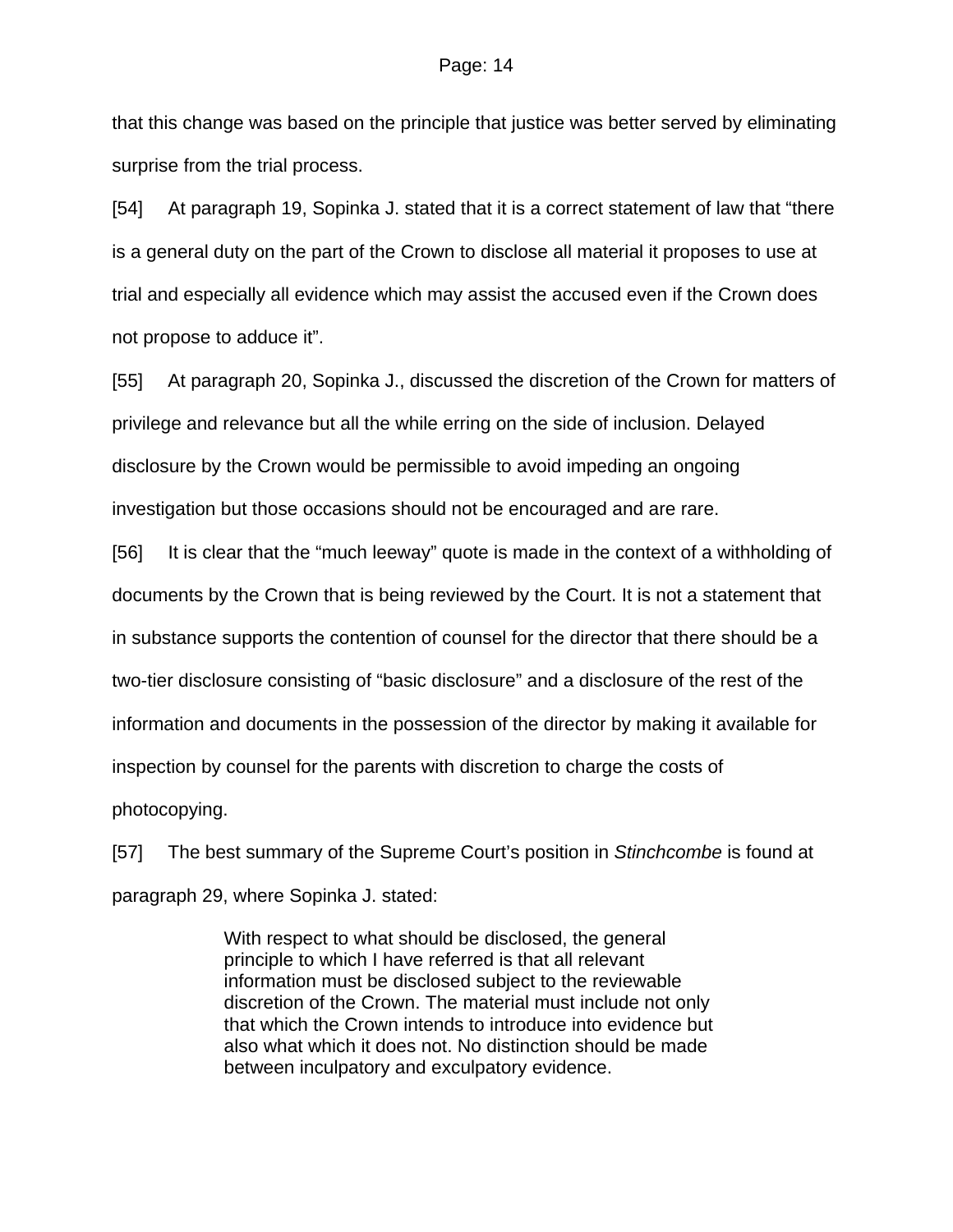that this change was based on the principle that justice was better served by eliminating surprise from the trial process.

[54] At paragraph 19, Sopinka J. stated that it is a correct statement of law that "there is a general duty on the part of the Crown to disclose all material it proposes to use at trial and especially all evidence which may assist the accused even if the Crown does not propose to adduce it".

[55] At paragraph 20, Sopinka J., discussed the discretion of the Crown for matters of privilege and relevance but all the while erring on the side of inclusion. Delayed disclosure by the Crown would be permissible to avoid impeding an ongoing investigation but those occasions should not be encouraged and are rare.

[56] It is clear that the "much leeway" quote is made in the context of a withholding of documents by the Crown that is being reviewed by the Court. It is not a statement that in substance supports the contention of counsel for the director that there should be a two-tier disclosure consisting of "basic disclosure" and a disclosure of the rest of the information and documents in the possession of the director by making it available for inspection by counsel for the parents with discretion to charge the costs of photocopying.

[57] The best summary of the Supreme Court's position in *Stinchcombe* is found at paragraph 29, where Sopinka J. stated:

> With respect to what should be disclosed, the general principle to which I have referred is that all relevant information must be disclosed subject to the reviewable discretion of the Crown. The material must include not only that which the Crown intends to introduce into evidence but also what which it does not. No distinction should be made between inculpatory and exculpatory evidence.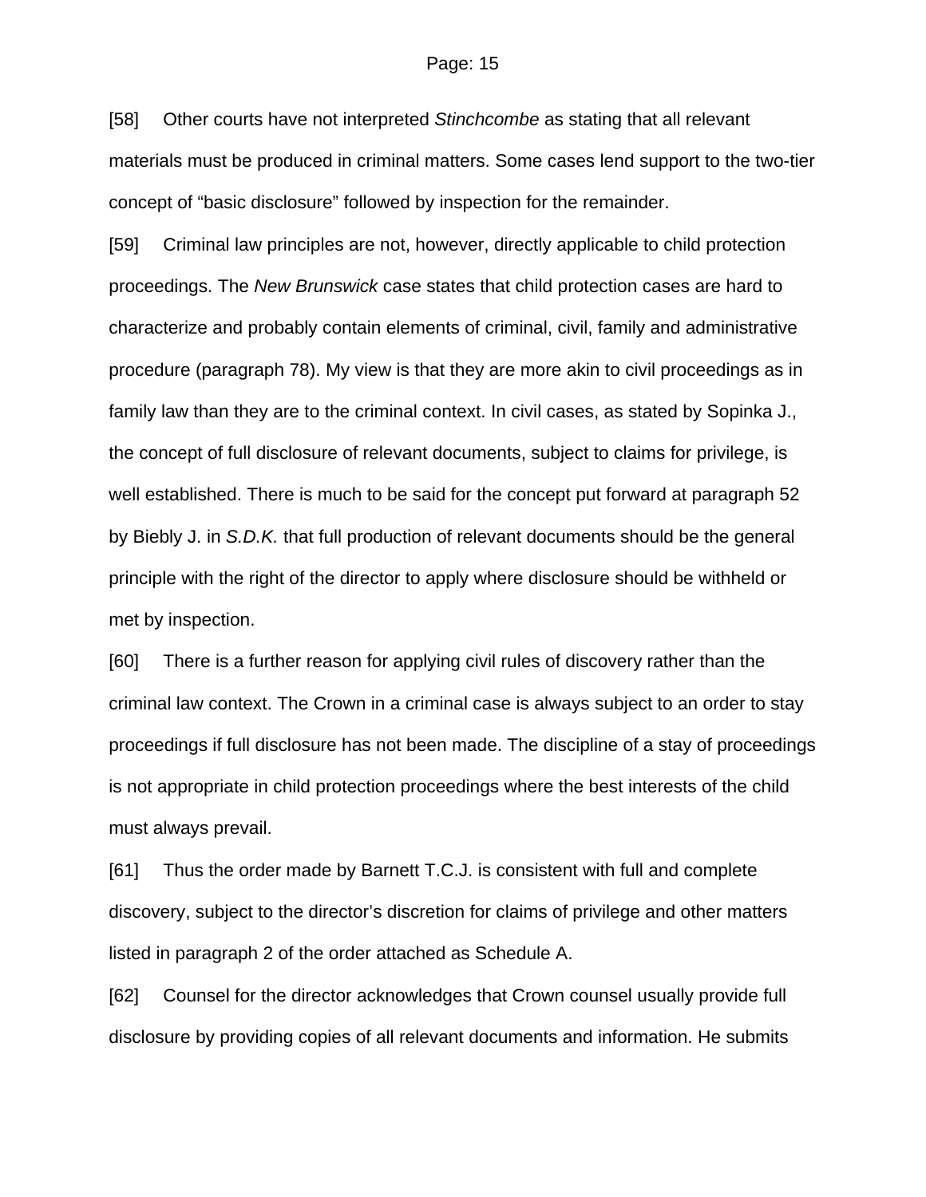[58] Other courts have not interpreted *Stinchcombe* as stating that all relevant materials must be produced in criminal matters. Some cases lend support to the two-tier concept of “basic disclosure” followed by inspection for the remainder.

[59] Criminal law principles are not, however, directly applicable to child protection proceedings. The *New Brunswick* case states that child protection cases are hard to characterize and probably contain elements of criminal, civil, family and administrative procedure (paragraph 78). My view is that they are more akin to civil proceedings as in family law than they are to the criminal context. In civil cases, as stated by Sopinka J., the concept of full disclosure of relevant documents, subject to claims for privilege, is well established. There is much to be said for the concept put forward at paragraph 52 by Biebly J. in *S.D.K.* that full production of relevant documents should be the general principle with the right of the director to apply where disclosure should be withheld or met by inspection.

[60] There is a further reason for applying civil rules of discovery rather than the criminal law context. The Crown in a criminal case is always subject to an order to stay proceedings if full disclosure has not been made. The discipline of a stay of proceedings is not appropriate in child protection proceedings where the best interests of the child must always prevail.

[61] Thus the order made by Barnett T.C.J. is consistent with full and complete discovery, subject to the director’s discretion for claims of privilege and other matters listed in paragraph 2 of the order attached as Schedule A.

[62] Counsel for the director acknowledges that Crown counsel usually provide full disclosure by providing copies of all relevant documents and information. He submits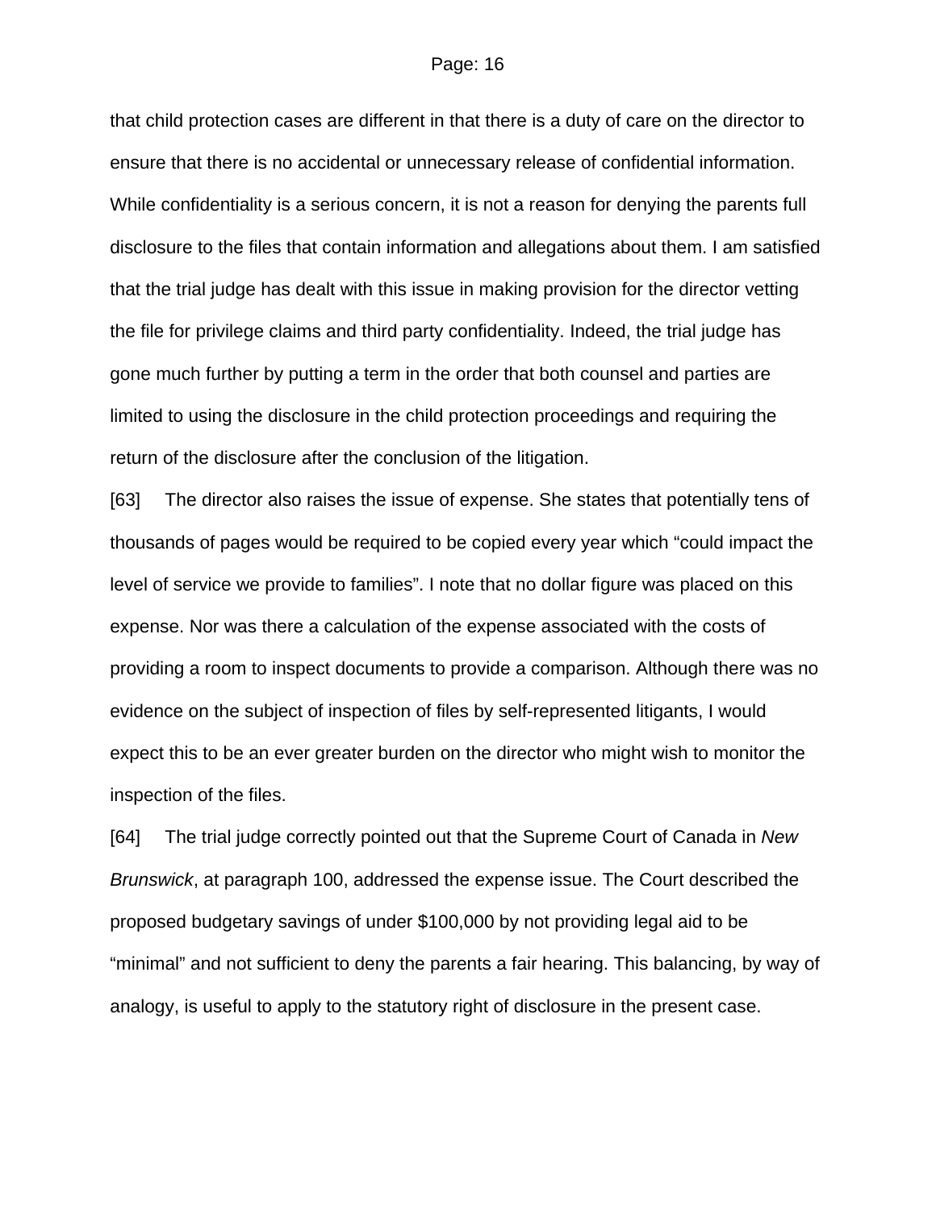that child protection cases are different in that there is a duty of care on the director to ensure that there is no accidental or unnecessary release of confidential information. While confidentiality is a serious concern, it is not a reason for denying the parents full disclosure to the files that contain information and allegations about them. I am satisfied that the trial judge has dealt with this issue in making provision for the director vetting the file for privilege claims and third party confidentiality. Indeed, the trial judge has gone much further by putting a term in the order that both counsel and parties are limited to using the disclosure in the child protection proceedings and requiring the return of the disclosure after the conclusion of the litigation.

[63] The director also raises the issue of expense. She states that potentially tens of thousands of pages would be required to be copied every year which "could impact the level of service we provide to families". I note that no dollar figure was placed on this expense. Nor was there a calculation of the expense associated with the costs of providing a room to inspect documents to provide a comparison. Although there was no evidence on the subject of inspection of files by self-represented litigants, I would expect this to be an ever greater burden on the director who might wish to monitor the inspection of the files.

[64] The trial judge correctly pointed out that the Supreme Court of Canada in *New Brunswick*, at paragraph 100, addressed the expense issue. The Court described the proposed budgetary savings of under $100,000 by not providing legal aid to be "minimal" and not sufficient to deny the parents a fair hearing. This balancing, by way of analogy, is useful to apply to the statutory right of disclosure in the present case.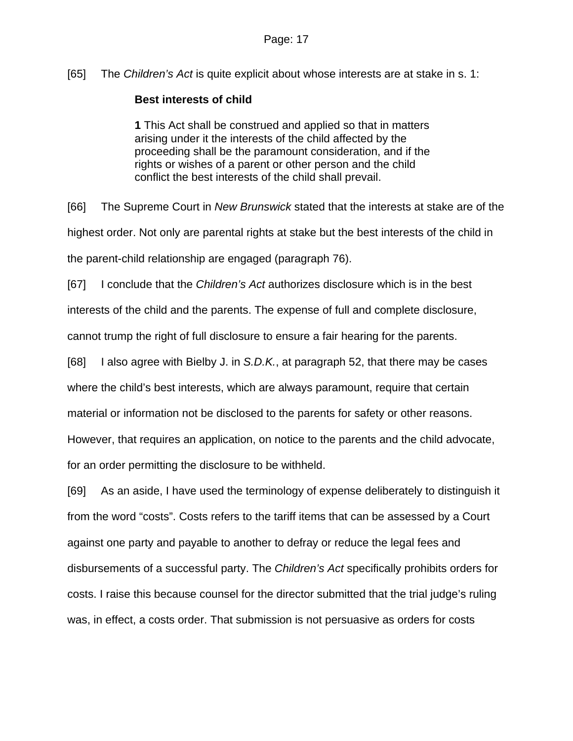[65] The *Children's Act* is quite explicit about whose interests are at stake in s. 1:

> **Best interests of child**
>
> **1** This Act shall be construed and applied so that in matters arising under it the interests of the child affected by the proceeding shall be the paramount consideration, and if the rights or wishes of a parent or other person and the child conflict the best interests of the child shall prevail.

[66] The Supreme Court in *New Brunswick* stated that the interests at stake are of the highest order. Not only are parental rights at stake but the best interests of the child in the parent-child relationship are engaged (paragraph 76).

[67] I conclude that the *Children's Act* authorizes disclosure which is in the best interests of the child and the parents. The expense of full and complete disclosure, cannot trump the right of full disclosure to ensure a fair hearing for the parents.

[68] I also agree with Bielby J. in *S.D.K.*, at paragraph 52, that there may be cases where the child's best interests, which are always paramount, require that certain material or information not be disclosed to the parents for safety or other reasons. However, that requires an application, on notice to the parents and the child advocate, for an order permitting the disclosure to be withheld.

[69] As an aside, I have used the terminology of expense deliberately to distinguish it from the word "costs". Costs refers to the tariff items that can be assessed by a Court against one party and payable to another to defray or reduce the legal fees and disbursements of a successful party. The *Children's Act* specifically prohibits orders for costs. I raise this because counsel for the director submitted that the trial judge's ruling was, in effect, a costs order. That submission is not persuasive as orders for costs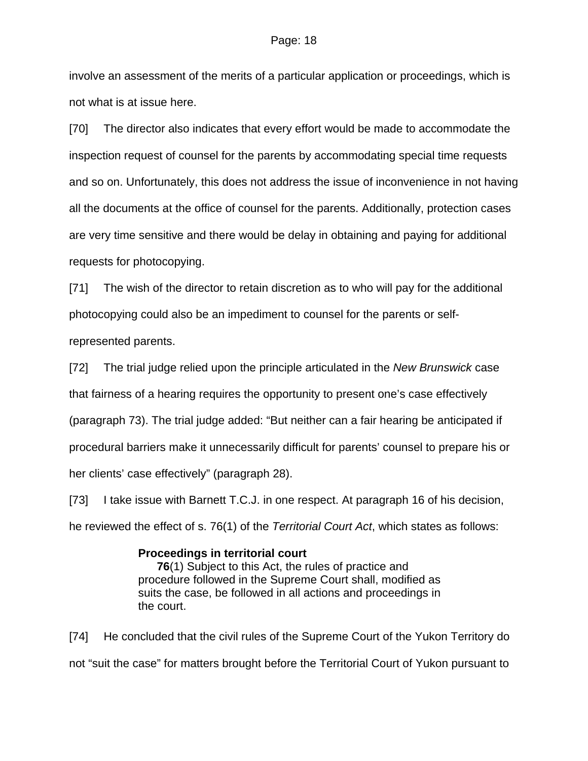involve an assessment of the merits of a particular application or proceedings, which is not what is at issue here.

[70] The director also indicates that every effort would be made to accommodate the inspection request of counsel for the parents by accommodating special time requests and so on. Unfortunately, this does not address the issue of inconvenience in not having all the documents at the office of counsel for the parents. Additionally, protection cases are very time sensitive and there would be delay in obtaining and paying for additional requests for photocopying.

[71] The wish of the director to retain discretion as to who will pay for the additional photocopying could also be an impediment to counsel for the parents or self-represented parents.

[72] The trial judge relied upon the principle articulated in the *New Brunswick* case that fairness of a hearing requires the opportunity to present one's case effectively (paragraph 73). The trial judge added: "But neither can a fair hearing be anticipated if procedural barriers make it unnecessarily difficult for parents' counsel to prepare his or her clients' case effectively" (paragraph 28).

[73] I take issue with Barnett T.C.J. in one respect. At paragraph 16 of his decision, he reviewed the effect of s. 76(1) of the *Territorial Court Act*, which states as follows:

> **Proceedings in territorial court**
> **76**(1) Subject to this Act, the rules of practice and procedure followed in the Supreme Court shall, modified as suits the case, be followed in all actions and proceedings in the court.

[74] He concluded that the civil rules of the Supreme Court of the Yukon Territory do not "suit the case" for matters brought before the Territorial Court of Yukon pursuant to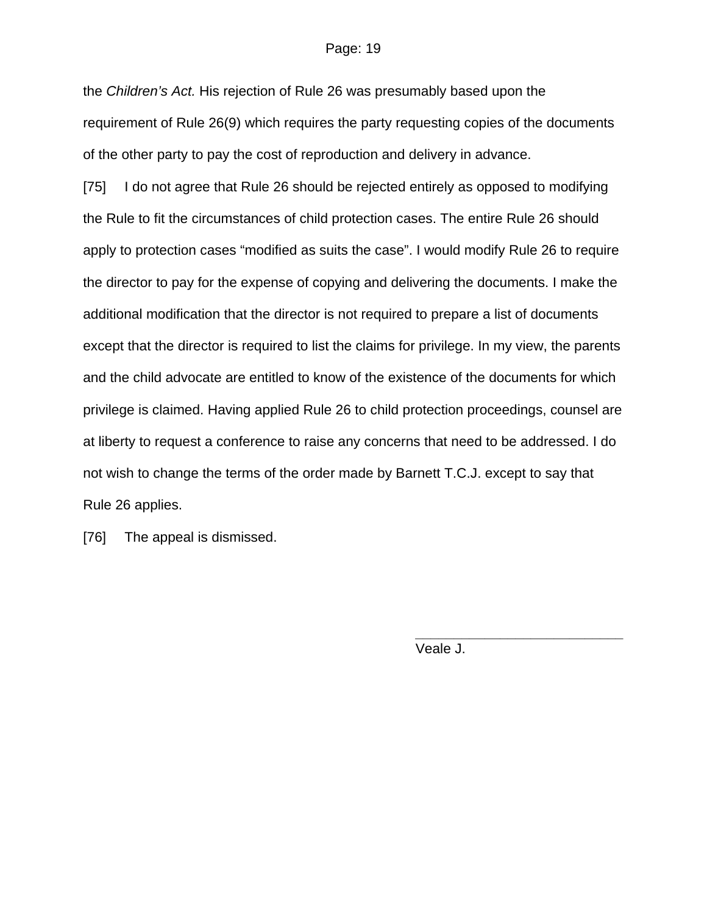the *Children's Act.* His rejection of Rule 26 was presumably based upon the requirement of Rule 26(9) which requires the party requesting copies of the documents of the other party to pay the cost of reproduction and delivery in advance.

[75] I do not agree that Rule 26 should be rejected entirely as opposed to modifying the Rule to fit the circumstances of child protection cases. The entire Rule 26 should apply to protection cases "modified as suits the case". I would modify Rule 26 to require the director to pay for the expense of copying and delivering the documents. I make the additional modification that the director is not required to prepare a list of documents except that the director is required to list the claims for privilege. In my view, the parents and the child advocate are entitled to know of the existence of the documents for which privilege is claimed. Having applied Rule 26 to child protection proceedings, counsel are at liberty to request a conference to raise any concerns that need to be addressed. I do not wish to change the terms of the order made by Barnett T.C.J. except to say that Rule 26 applies.

[76] The appeal is dismissed.

\_\_\_\_\_\_\_\_\_\_\_\_\_\_\_\_\_\_\_\_\_\_\_\_\_\_\_\_

Veale J.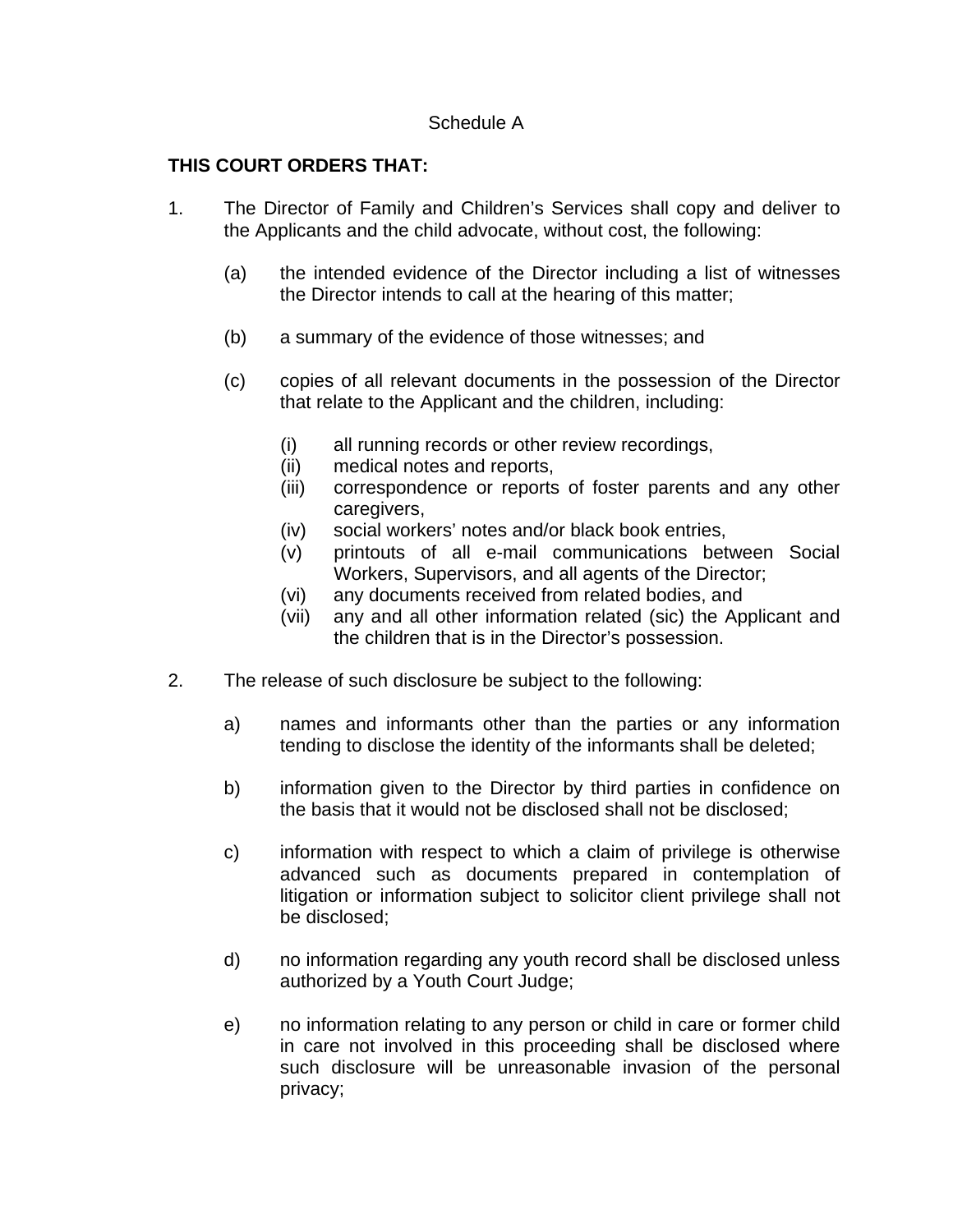Schedule A

**THIS COURT ORDERS THAT:**

1. The Director of Family and Children's Services shall copy and deliver to the Applicants and the child advocate, without cost, the following:

   (a) the intended evidence of the Director including a list of witnesses the Director intends to call at the hearing of this matter;

   (b) a summary of the evidence of those witnesses; and

   (c) copies of all relevant documents in the possession of the Director that relate to the Applicant and the children, including:

      (i) all running records or other review recordings,
      (ii) medical notes and reports,
      (iii) correspondence or reports of foster parents and any other caregivers,
      (iv) social workers' notes and/or black book entries,
      (v) printouts of all e-mail communications between Social Workers, Supervisors, and all agents of the Director;
      (vi) any documents received from related bodies, and
      (vii) any and all other information related (sic) the Applicant and the children that is in the Director's possession.

2. The release of such disclosure be subject to the following:

   a) names and informants other than the parties or any information tending to disclose the identity of the informants shall be deleted;

   b) information given to the Director by third parties in confidence on the basis that it would not be disclosed shall not be disclosed;

   c) information with respect to which a claim of privilege is otherwise advanced such as documents prepared in contemplation of litigation or information subject to solicitor client privilege shall not be disclosed;

   d) no information regarding any youth record shall be disclosed unless authorized by a Youth Court Judge;

   e) no information relating to any person or child in care or former child in care not involved in this proceeding shall be disclosed where such disclosure will be unreasonable invasion of the personal privacy;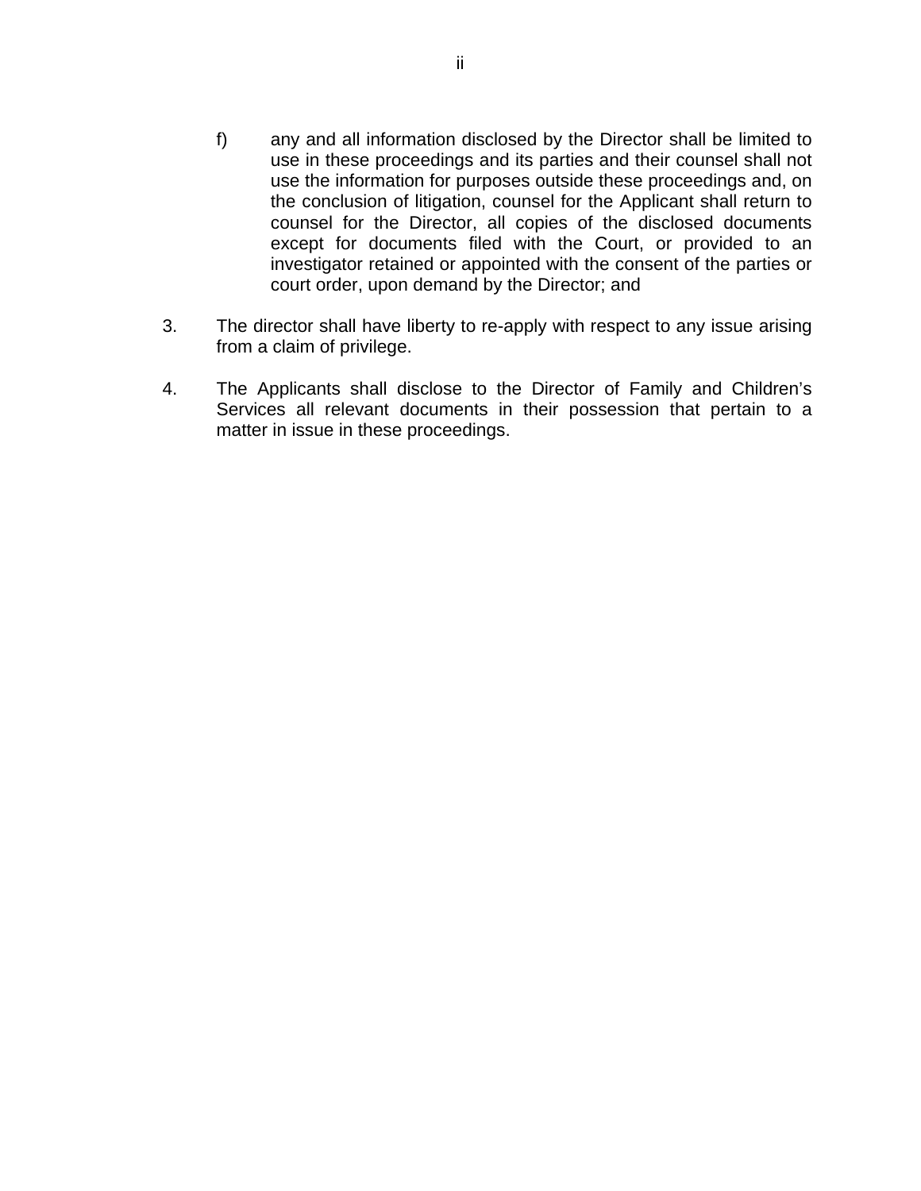f) any and all information disclosed by the Director shall be limited to use in these proceedings and its parties and their counsel shall not use the information for purposes outside these proceedings and, on the conclusion of litigation, counsel for the Applicant shall return to counsel for the Director, all copies of the disclosed documents except for documents filed with the Court, or provided to an investigator retained or appointed with the consent of the parties or court order, upon demand by the Director; and

3. The director shall have liberty to re-apply with respect to any issue arising from a claim of privilege.

4. The Applicants shall disclose to the Director of Family and Children's Services all relevant documents in their possession that pertain to a matter in issue in these proceedings.